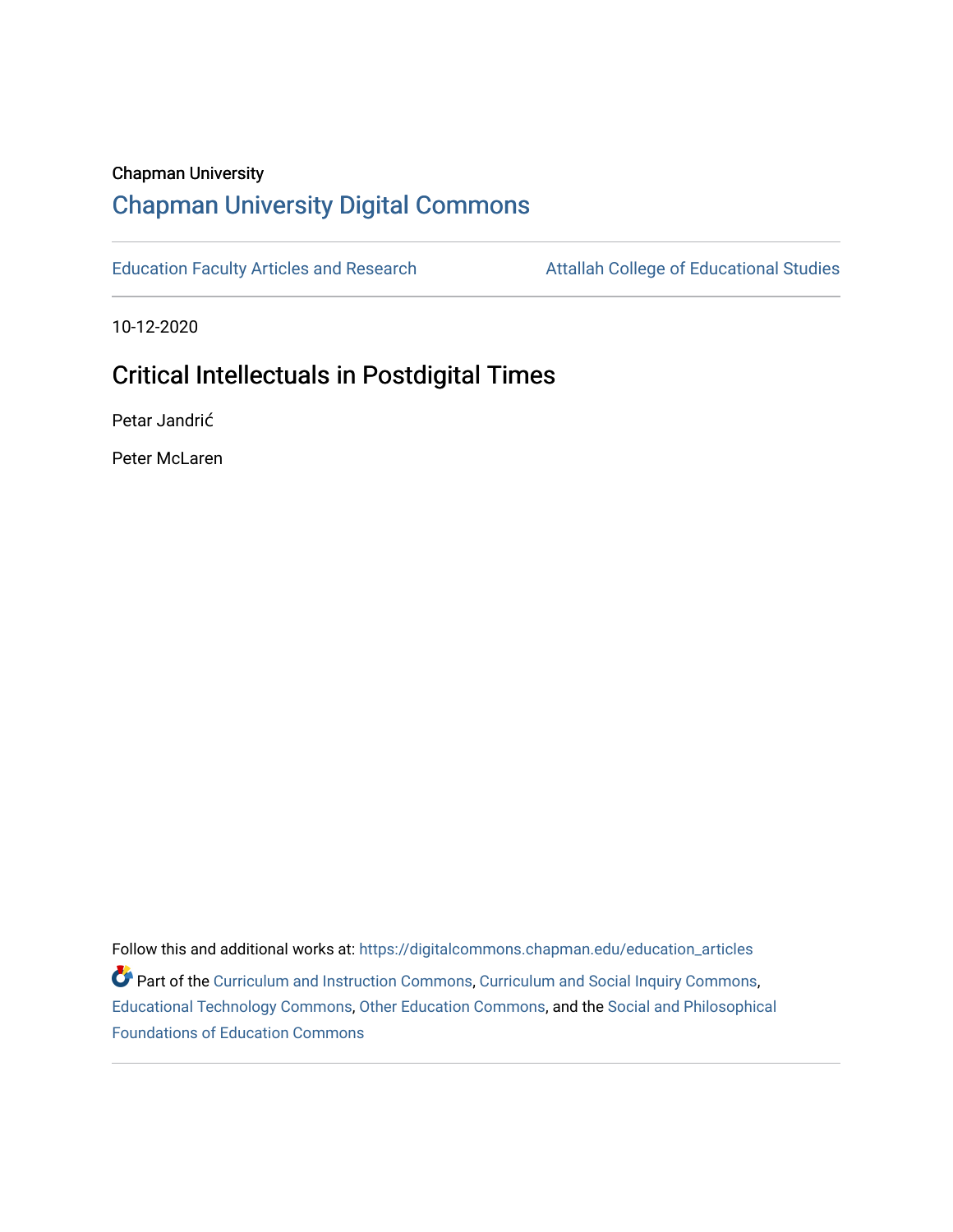Chapman University

# Chapman University Digital Commons

Education Faculty Articles and Research | Attallah College of Educational Studies

10-12-2020

## Critical Intellectuals in Postdigital Times

Petar Jandrić

Peter McLaren

Follow this and additional works at: https://digitalcommons.chapman.edu/education_articles

Part of the Curriculum and Instruction Commons, Curriculum and Social Inquiry Commons, Educational Technology Commons, Other Education Commons, and the Social and Philosophical Foundations of Education Commons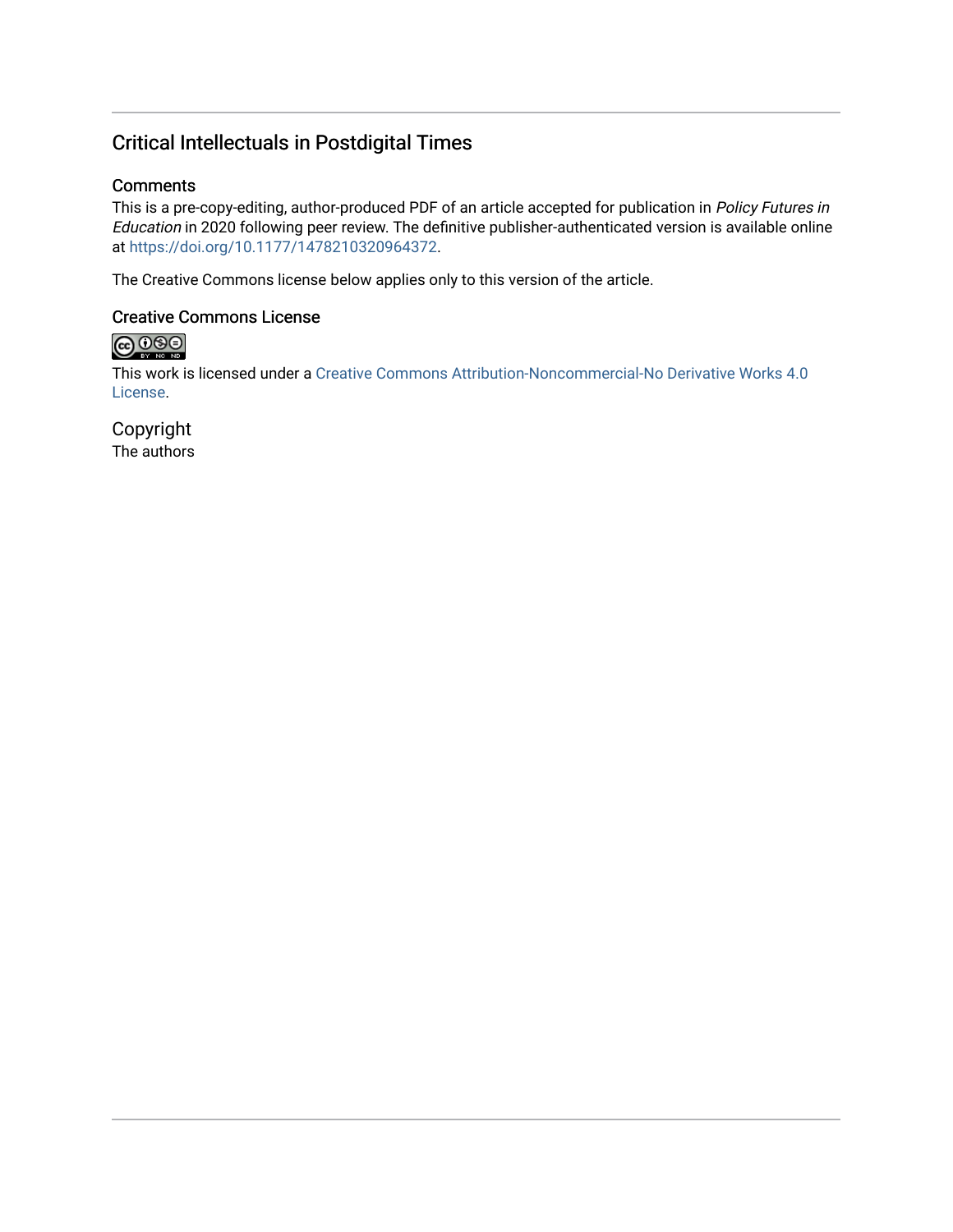# Critical Intellectuals in Postdigital Times

## Comments

This is a pre-copy-editing, author-produced PDF of an article accepted for publication in *Policy Futures in Education* in 2020 following peer review. The definitive publisher-authenticated version is available online at https://doi.org/10.1177/1478210320964372.

The Creative Commons license below applies only to this version of the article.

## Creative Commons License

This work is licensed under a Creative Commons Attribution-Noncommercial-No Derivative Works 4.0 License.

## Copyright

The authors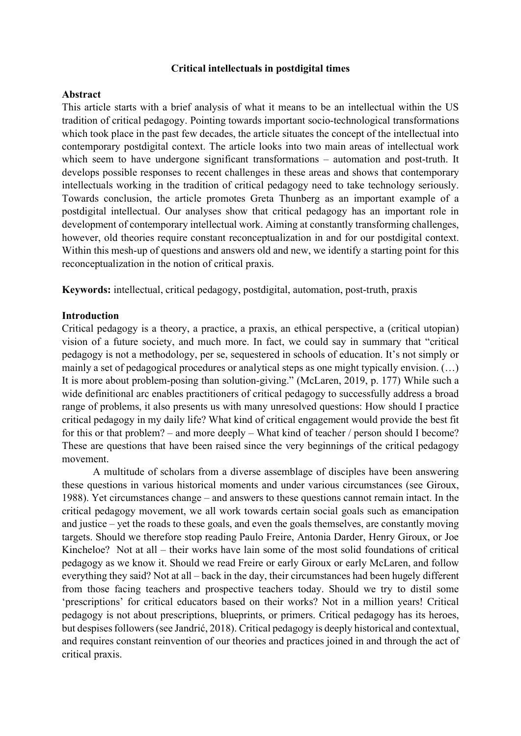**Critical intellectuals in postdigital times**

**Abstract**

This article starts with a brief analysis of what it means to be an intellectual within the US tradition of critical pedagogy. Pointing towards important socio-technological transformations which took place in the past few decades, the article situates the concept of the intellectual into contemporary postdigital context. The article looks into two main areas of intellectual work which seem to have undergone significant transformations – automation and post-truth. It develops possible responses to recent challenges in these areas and shows that contemporary intellectuals working in the tradition of critical pedagogy need to take technology seriously. Towards conclusion, the article promotes Greta Thunberg as an important example of a postdigital intellectual. Our analyses show that critical pedagogy has an important role in development of contemporary intellectual work. Aiming at constantly transforming challenges, however, old theories require constant reconceptualization in and for our postdigital context. Within this mesh-up of questions and answers old and new, we identify a starting point for this reconceptualization in the notion of critical praxis.

**Keywords:** intellectual, critical pedagogy, postdigital, automation, post-truth, praxis

**Introduction**

Critical pedagogy is a theory, a practice, a praxis, an ethical perspective, a (critical utopian) vision of a future society, and much more. In fact, we could say in summary that "critical pedagogy is not a methodology, per se, sequestered in schools of education. It's not simply or mainly a set of pedagogical procedures or analytical steps as one might typically envision. (…) It is more about problem-posing than solution-giving." (McLaren, 2019, p. 177) While such a wide definitional arc enables practitioners of critical pedagogy to successfully address a broad range of problems, it also presents us with many unresolved questions: How should I practice critical pedagogy in my daily life? What kind of critical engagement would provide the best fit for this or that problem? – and more deeply – What kind of teacher / person should I become? These are questions that have been raised since the very beginnings of the critical pedagogy movement.

A multitude of scholars from a diverse assemblage of disciples have been answering these questions in various historical moments and under various circumstances (see Giroux, 1988). Yet circumstances change – and answers to these questions cannot remain intact. In the critical pedagogy movement, we all work towards certain social goals such as emancipation and justice – yet the roads to these goals, and even the goals themselves, are constantly moving targets. Should we therefore stop reading Paulo Freire, Antonia Darder, Henry Giroux, or Joe Kincheloe? Not at all – their works have lain some of the most solid foundations of critical pedagogy as we know it. Should we read Freire or early Giroux or early McLaren, and follow everything they said? Not at all – back in the day, their circumstances had been hugely different from those facing teachers and prospective teachers today. Should we try to distil some 'prescriptions' for critical educators based on their works? Not in a million years! Critical pedagogy is not about prescriptions, blueprints, or primers. Critical pedagogy has its heroes, but despises followers (see Jandrić, 2018). Critical pedagogy is deeply historical and contextual, and requires constant reinvention of our theories and practices joined in and through the act of critical praxis.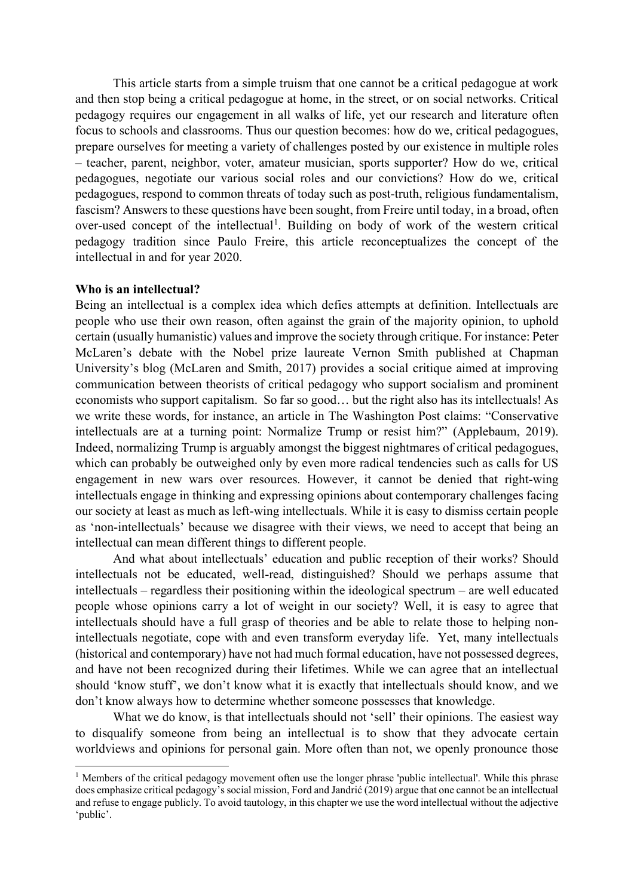This article starts from a simple truism that one cannot be a critical pedagogue at work and then stop being a critical pedagogue at home, in the street, or on social networks. Critical pedagogy requires our engagement in all walks of life, yet our research and literature often focus to schools and classrooms. Thus our question becomes: how do we, critical pedagogues, prepare ourselves for meeting a variety of challenges posted by our existence in multiple roles – teacher, parent, neighbor, voter, amateur musician, sports supporter? How do we, critical pedagogues, negotiate our various social roles and our convictions? How do we, critical pedagogues, respond to common threats of today such as post-truth, religious fundamentalism, fascism? Answers to these questions have been sought, from Freire until today, in a broad, often over-used concept of the intellectual[1]. Building on body of work of the western critical pedagogy tradition since Paulo Freire, this article reconceptualizes the concept of the intellectual in and for year 2020.

**Who is an intellectual?**

Being an intellectual is a complex idea which defies attempts at definition. Intellectuals are people who use their own reason, often against the grain of the majority opinion, to uphold certain (usually humanistic) values and improve the society through critique. For instance: Peter McLaren's debate with the Nobel prize laureate Vernon Smith published at Chapman University's blog (McLaren and Smith, 2017) provides a social critique aimed at improving communication between theorists of critical pedagogy who support socialism and prominent economists who support capitalism. So far so good… but the right also has its intellectuals! As we write these words, for instance, an article in The Washington Post claims: "Conservative intellectuals are at a turning point: Normalize Trump or resist him?" (Applebaum, 2019). Indeed, normalizing Trump is arguably amongst the biggest nightmares of critical pedagogues, which can probably be outweighed only by even more radical tendencies such as calls for US engagement in new wars over resources. However, it cannot be denied that right-wing intellectuals engage in thinking and expressing opinions about contemporary challenges facing our society at least as much as left-wing intellectuals. While it is easy to dismiss certain people as 'non-intellectuals' because we disagree with their views, we need to accept that being an intellectual can mean different things to different people.

And what about intellectuals' education and public reception of their works? Should intellectuals not be educated, well-read, distinguished? Should we perhaps assume that intellectuals – regardless their positioning within the ideological spectrum – are well educated people whose opinions carry a lot of weight in our society? Well, it is easy to agree that intellectuals should have a full grasp of theories and be able to relate those to helping non-intellectuals negotiate, cope with and even transform everyday life. Yet, many intellectuals (historical and contemporary) have not had much formal education, have not possessed degrees, and have not been recognized during their lifetimes. While we can agree that an intellectual should 'know stuff', we don't know what it is exactly that intellectuals should know, and we don't know always how to determine whether someone possesses that knowledge.

What we do know, is that intellectuals should not 'sell' their opinions. The easiest way to disqualify someone from being an intellectual is to show that they advocate certain worldviews and opinions for personal gain. More often than not, we openly pronounce those

[1] Members of the critical pedagogy movement often use the longer phrase 'public intellectual'. While this phrase does emphasize critical pedagogy's social mission, Ford and Jandrić (2019) argue that one cannot be an intellectual and refuse to engage publicly. To avoid tautology, in this chapter we use the word intellectual without the adjective 'public'.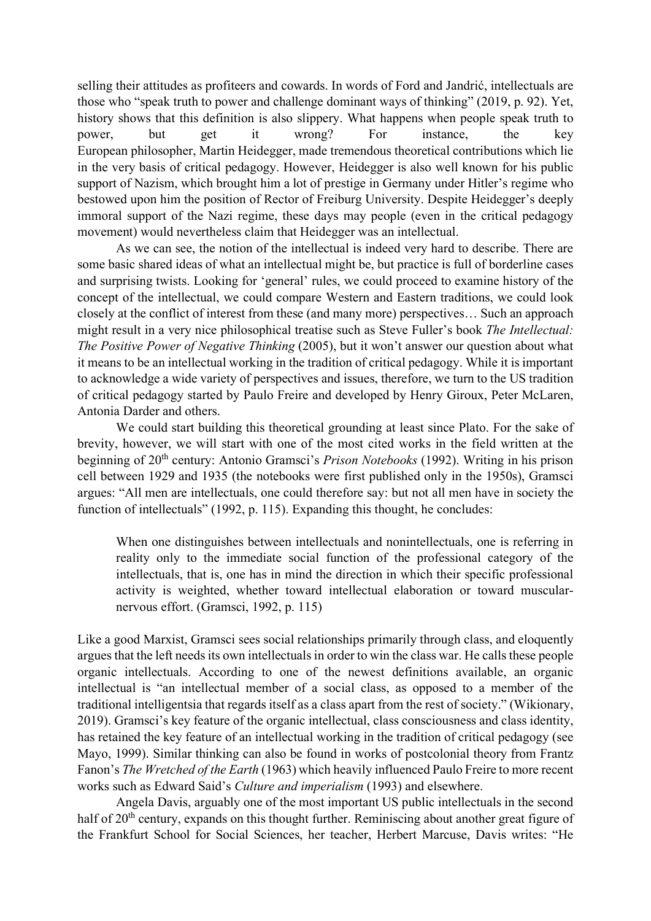selling their attitudes as profiteers and cowards. In words of Ford and Jandrić, intellectuals are those who "speak truth to power and challenge dominant ways of thinking" (2019, p. 92). Yet, history shows that this definition is also slippery. What happens when people speak truth to power, but get it wrong? For instance, the key European philosopher, Martin Heidegger, made tremendous theoretical contributions which lie in the very basis of critical pedagogy. However, Heidegger is also well known for his public support of Nazism, which brought him a lot of prestige in Germany under Hitler's regime who bestowed upon him the position of Rector of Freiburg University. Despite Heidegger's deeply immoral support of the Nazi regime, these days may people (even in the critical pedagogy movement) would nevertheless claim that Heidegger was an intellectual.

As we can see, the notion of the intellectual is indeed very hard to describe. There are some basic shared ideas of what an intellectual might be, but practice is full of borderline cases and surprising twists. Looking for 'general' rules, we could proceed to examine history of the concept of the intellectual, we could compare Western and Eastern traditions, we could look closely at the conflict of interest from these (and many more) perspectives… Such an approach might result in a very nice philosophical treatise such as Steve Fuller's book *The Intellectual: The Positive Power of Negative Thinking* (2005), but it won't answer our question about what it means to be an intellectual working in the tradition of critical pedagogy. While it is important to acknowledge a wide variety of perspectives and issues, therefore, we turn to the US tradition of critical pedagogy started by Paulo Freire and developed by Henry Giroux, Peter McLaren, Antonia Darder and others.

We could start building this theoretical grounding at least since Plato. For the sake of brevity, however, we will start with one of the most cited works in the field written at the beginning of 20th century: Antonio Gramsci's *Prison Notebooks* (1992). Writing in his prison cell between 1929 and 1935 (the notebooks were first published only in the 1950s), Gramsci argues: "All men are intellectuals, one could therefore say: but not all men have in society the function of intellectuals" (1992, p. 115). Expanding this thought, he concludes:

> When one distinguishes between intellectuals and nonintellectuals, one is referring in reality only to the immediate social function of the professional category of the intellectuals, that is, one has in mind the direction in which their specific professional activity is weighted, whether toward intellectual elaboration or toward muscular-nervous effort. (Gramsci, 1992, p. 115)

Like a good Marxist, Gramsci sees social relationships primarily through class, and eloquently argues that the left needs its own intellectuals in order to win the class war. He calls these people organic intellectuals. According to one of the newest definitions available, an organic intellectual is "an intellectual member of a social class, as opposed to a member of the traditional intelligentsia that regards itself as a class apart from the rest of society." (Wikionary, 2019). Gramsci's key feature of the organic intellectual, class consciousness and class identity, has retained the key feature of an intellectual working in the tradition of critical pedagogy (see Mayo, 1999). Similar thinking can also be found in works of postcolonial theory from Frantz Fanon's *The Wretched of the Earth* (1963) which heavily influenced Paulo Freire to more recent works such as Edward Said's *Culture and imperialism* (1993) and elsewhere.

Angela Davis, arguably one of the most important US public intellectuals in the second half of 20th century, expands on this thought further. Reminiscing about another great figure of the Frankfurt School for Social Sciences, her teacher, Herbert Marcuse, Davis writes: "He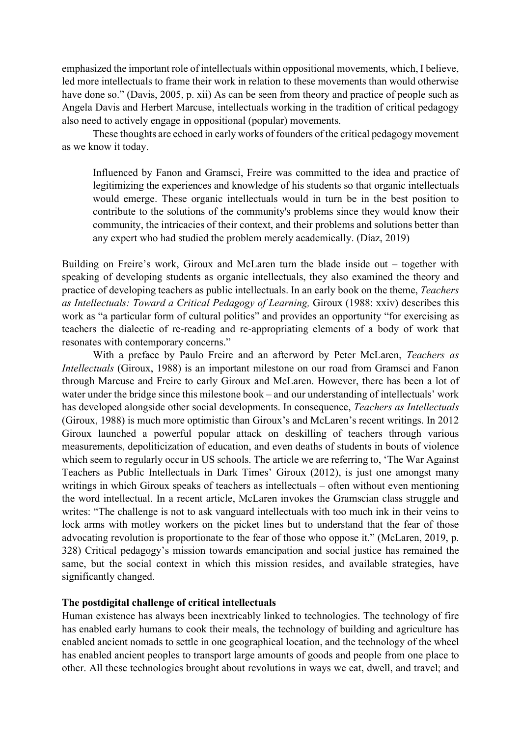emphasized the important role of intellectuals within oppositional movements, which, I believe, led more intellectuals to frame their work in relation to these movements than would otherwise have done so." (Davis, 2005, p. xii) As can be seen from theory and practice of people such as Angela Davis and Herbert Marcuse, intellectuals working in the tradition of critical pedagogy also need to actively engage in oppositional (popular) movements.

These thoughts are echoed in early works of founders of the critical pedagogy movement as we know it today.

> Influenced by Fanon and Gramsci, Freire was committed to the idea and practice of legitimizing the experiences and knowledge of his students so that organic intellectuals would emerge. These organic intellectuals would in turn be in the best position to contribute to the solutions of the community's problems since they would know their community, the intricacies of their context, and their problems and solutions better than any expert who had studied the problem merely academically. (Díaz, 2019)

Building on Freire's work, Giroux and McLaren turn the blade inside out – together with speaking of developing students as organic intellectuals, they also examined the theory and practice of developing teachers as public intellectuals. In an early book on the theme, *Teachers as Intellectuals: Toward a Critical Pedagogy of Learning,* Giroux (1988: xxiv) describes this work as "a particular form of cultural politics" and provides an opportunity "for exercising as teachers the dialectic of re-reading and re-appropriating elements of a body of work that resonates with contemporary concerns."

With a preface by Paulo Freire and an afterword by Peter McLaren, *Teachers as Intellectuals* (Giroux, 1988) is an important milestone on our road from Gramsci and Fanon through Marcuse and Freire to early Giroux and McLaren. However, there has been a lot of water under the bridge since this milestone book – and our understanding of intellectuals' work has developed alongside other social developments. In consequence, *Teachers as Intellectuals* (Giroux, 1988) is much more optimistic than Giroux's and McLaren's recent writings. In 2012 Giroux launched a powerful popular attack on deskilling of teachers through various measurements, depoliticization of education, and even deaths of students in bouts of violence which seem to regularly occur in US schools. The article we are referring to, 'The War Against Teachers as Public Intellectuals in Dark Times' Giroux (2012), is just one amongst many writings in which Giroux speaks of teachers as intellectuals – often without even mentioning the word intellectual. In a recent article, McLaren invokes the Gramscian class struggle and writes: "The challenge is not to ask vanguard intellectuals with too much ink in their veins to lock arms with motley workers on the picket lines but to understand that the fear of those advocating revolution is proportionate to the fear of those who oppose it." (McLaren, 2019, p. 328) Critical pedagogy's mission towards emancipation and social justice has remained the same, but the social context in which this mission resides, and available strategies, have significantly changed.

**The postdigital challenge of critical intellectuals**

Human existence has always been inextricably linked to technologies. The technology of fire has enabled early humans to cook their meals, the technology of building and agriculture has enabled ancient nomads to settle in one geographical location, and the technology of the wheel has enabled ancient peoples to transport large amounts of goods and people from one place to other. All these technologies brought about revolutions in ways we eat, dwell, and travel; and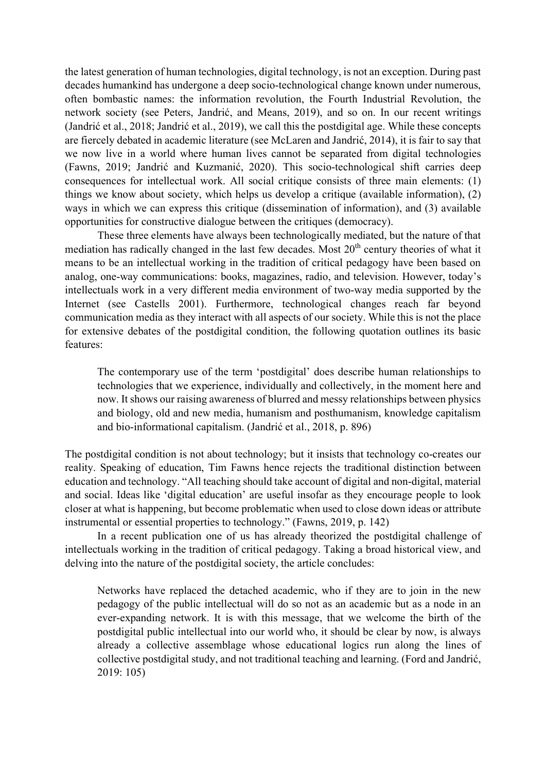the latest generation of human technologies, digital technology, is not an exception. During past decades humankind has undergone a deep socio-technological change known under numerous, often bombastic names: the information revolution, the Fourth Industrial Revolution, the network society (see Peters, Jandrić, and Means, 2019), and so on. In our recent writings (Jandrić et al., 2018; Jandrić et al., 2019), we call this the postdigital age. While these concepts are fiercely debated in academic literature (see McLaren and Jandrić, 2014), it is fair to say that we now live in a world where human lives cannot be separated from digital technologies (Fawns, 2019; Jandrić and Kuzmanić, 2020). This socio-technological shift carries deep consequences for intellectual work. All social critique consists of three main elements: (1) things we know about society, which helps us develop a critique (available information), (2) ways in which we can express this critique (dissemination of information), and (3) available opportunities for constructive dialogue between the critiques (democracy).

These three elements have always been technologically mediated, but the nature of that mediation has radically changed in the last few decades. Most 20th century theories of what it means to be an intellectual working in the tradition of critical pedagogy have been based on analog, one-way communications: books, magazines, radio, and television. However, today's intellectuals work in a very different media environment of two-way media supported by the Internet (see Castells 2001). Furthermore, technological changes reach far beyond communication media as they interact with all aspects of our society. While this is not the place for extensive debates of the postdigital condition, the following quotation outlines its basic features:

> The contemporary use of the term 'postdigital' does describe human relationships to technologies that we experience, individually and collectively, in the moment here and now. It shows our raising awareness of blurred and messy relationships between physics and biology, old and new media, humanism and posthumanism, knowledge capitalism and bio-informational capitalism. (Jandrić et al., 2018, p. 896)

The postdigital condition is not about technology; but it insists that technology co-creates our reality. Speaking of education, Tim Fawns hence rejects the traditional distinction between education and technology. "All teaching should take account of digital and non-digital, material and social. Ideas like 'digital education' are useful insofar as they encourage people to look closer at what is happening, but become problematic when used to close down ideas or attribute instrumental or essential properties to technology." (Fawns, 2019, p. 142)

In a recent publication one of us has already theorized the postdigital challenge of intellectuals working in the tradition of critical pedagogy. Taking a broad historical view, and delving into the nature of the postdigital society, the article concludes:

> Networks have replaced the detached academic, who if they are to join in the new pedagogy of the public intellectual will do so not as an academic but as a node in an ever-expanding network. It is with this message, that we welcome the birth of the postdigital public intellectual into our world who, it should be clear by now, is always already a collective assemblage whose educational logics run along the lines of collective postdigital study, and not traditional teaching and learning. (Ford and Jandrić, 2019: 105)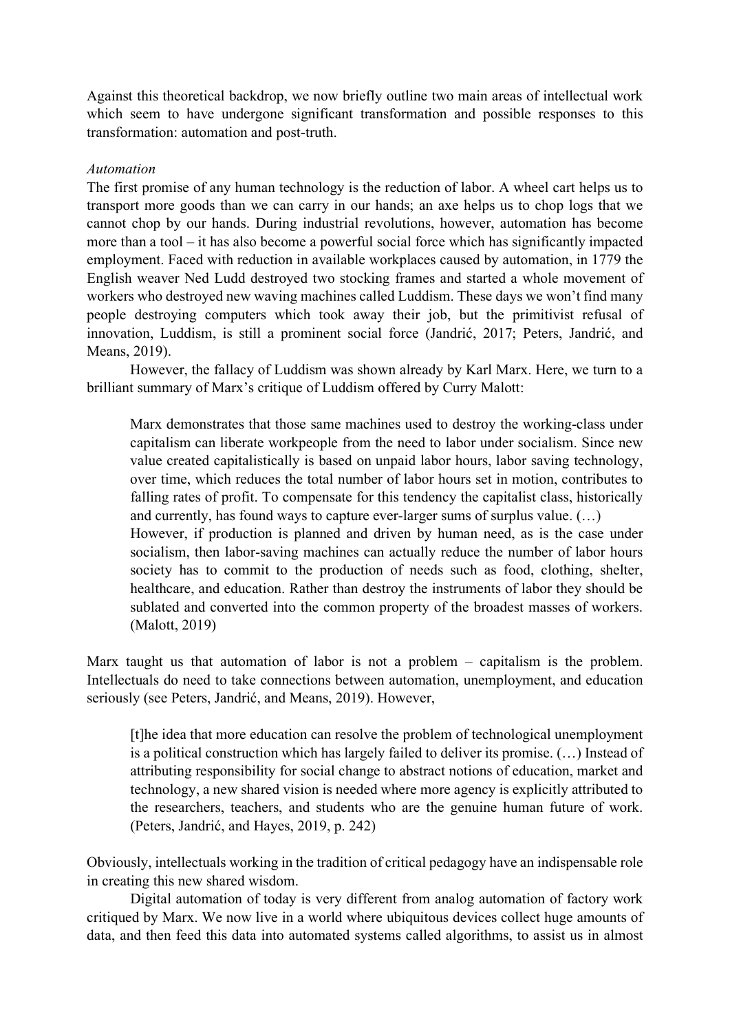Against this theoretical backdrop, we now briefly outline two main areas of intellectual work which seem to have undergone significant transformation and possible responses to this transformation: automation and post-truth.

*Automation*

The first promise of any human technology is the reduction of labor. A wheel cart helps us to transport more goods than we can carry in our hands; an axe helps us to chop logs that we cannot chop by our hands. During industrial revolutions, however, automation has become more than a tool – it has also become a powerful social force which has significantly impacted employment. Faced with reduction in available workplaces caused by automation, in 1779 the English weaver Ned Ludd destroyed two stocking frames and started a whole movement of workers who destroyed new waving machines called Luddism. These days we won't find many people destroying computers which took away their job, but the primitivist refusal of innovation, Luddism, is still a prominent social force (Jandrić, 2017; Peters, Jandrić, and Means, 2019).

However, the fallacy of Luddism was shown already by Karl Marx. Here, we turn to a brilliant summary of Marx's critique of Luddism offered by Curry Malott:

> Marx demonstrates that those same machines used to destroy the working-class under capitalism can liberate workpeople from the need to labor under socialism. Since new value created capitalistically is based on unpaid labor hours, labor saving technology, over time, which reduces the total number of labor hours set in motion, contributes to falling rates of profit. To compensate for this tendency the capitalist class, historically and currently, has found ways to capture ever-larger sums of surplus value. (…)
> However, if production is planned and driven by human need, as is the case under socialism, then labor-saving machines can actually reduce the number of labor hours society has to commit to the production of needs such as food, clothing, shelter, healthcare, and education. Rather than destroy the instruments of labor they should be sublated and converted into the common property of the broadest masses of workers. (Malott, 2019)

Marx taught us that automation of labor is not a problem – capitalism is the problem. Intellectuals do need to take connections between automation, unemployment, and education seriously (see Peters, Jandrić, and Means, 2019). However,

> [t]he idea that more education can resolve the problem of technological unemployment is a political construction which has largely failed to deliver its promise. (…) Instead of attributing responsibility for social change to abstract notions of education, market and technology, a new shared vision is needed where more agency is explicitly attributed to the researchers, teachers, and students who are the genuine human future of work. (Peters, Jandrić, and Hayes, 2019, p. 242)

Obviously, intellectuals working in the tradition of critical pedagogy have an indispensable role in creating this new shared wisdom.

Digital automation of today is very different from analog automation of factory work critiqued by Marx. We now live in a world where ubiquitous devices collect huge amounts of data, and then feed this data into automated systems called algorithms, to assist us in almost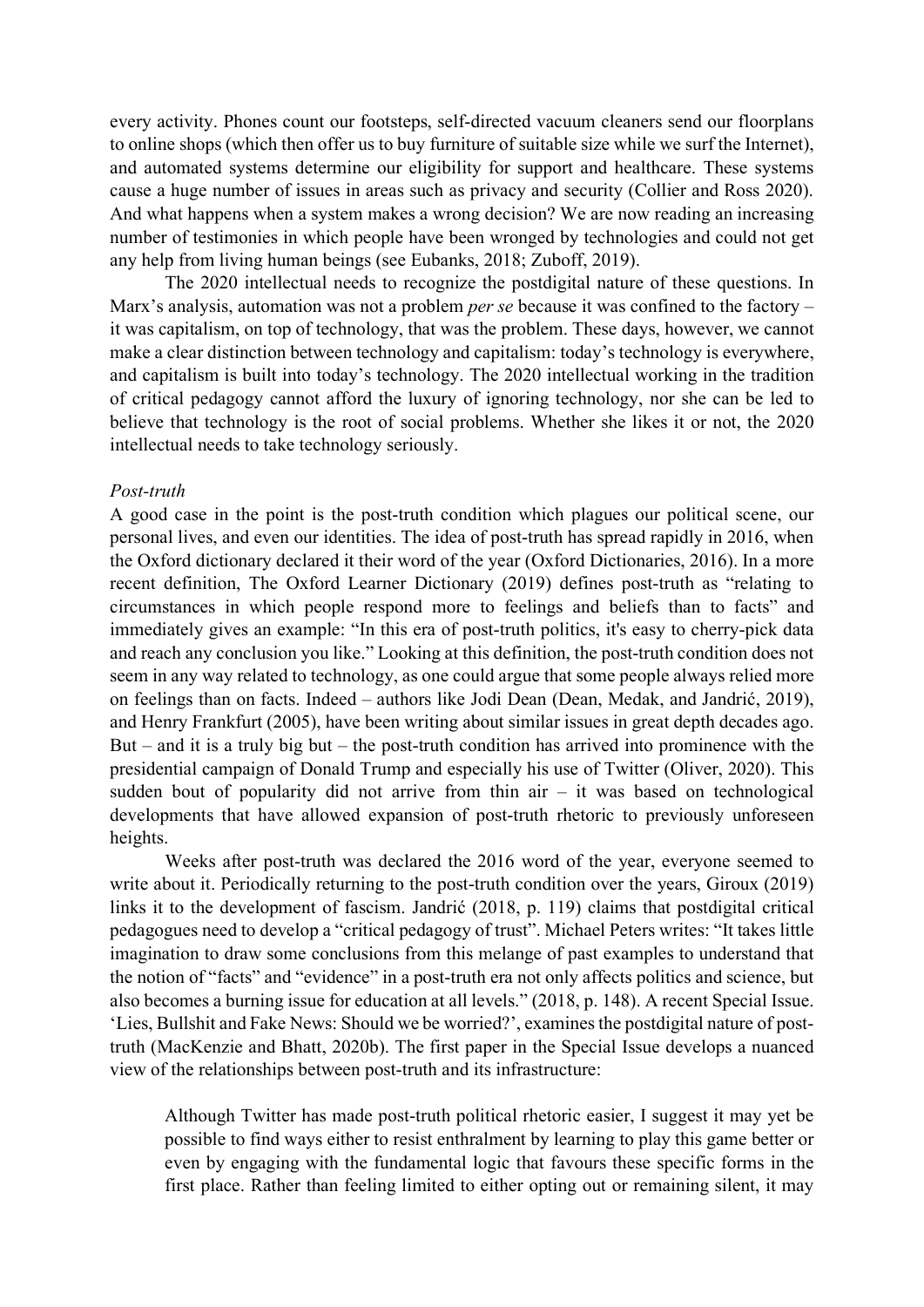every activity. Phones count our footsteps, self-directed vacuum cleaners send our floorplans to online shops (which then offer us to buy furniture of suitable size while we surf the Internet), and automated systems determine our eligibility for support and healthcare. These systems cause a huge number of issues in areas such as privacy and security (Collier and Ross 2020). And what happens when a system makes a wrong decision? We are now reading an increasing number of testimonies in which people have been wronged by technologies and could not get any help from living human beings (see Eubanks, 2018; Zuboff, 2019).

The 2020 intellectual needs to recognize the postdigital nature of these questions. In Marx's analysis, automation was not a problem *per se* because it was confined to the factory – it was capitalism, on top of technology, that was the problem. These days, however, we cannot make a clear distinction between technology and capitalism: today's technology is everywhere, and capitalism is built into today's technology. The 2020 intellectual working in the tradition of critical pedagogy cannot afford the luxury of ignoring technology, nor she can be led to believe that technology is the root of social problems. Whether she likes it or not, the 2020 intellectual needs to take technology seriously.

*Post-truth*

A good case in the point is the post-truth condition which plagues our political scene, our personal lives, and even our identities. The idea of post-truth has spread rapidly in 2016, when the Oxford dictionary declared it their word of the year (Oxford Dictionaries, 2016). In a more recent definition, The Oxford Learner Dictionary (2019) defines post-truth as "relating to circumstances in which people respond more to feelings and beliefs than to facts" and immediately gives an example: "In this era of post-truth politics, it's easy to cherry-pick data and reach any conclusion you like." Looking at this definition, the post-truth condition does not seem in any way related to technology, as one could argue that some people always relied more on feelings than on facts. Indeed – authors like Jodi Dean (Dean, Medak, and Jandrić, 2019), and Henry Frankfurt (2005), have been writing about similar issues in great depth decades ago. But – and it is a truly big but – the post-truth condition has arrived into prominence with the presidential campaign of Donald Trump and especially his use of Twitter (Oliver, 2020). This sudden bout of popularity did not arrive from thin air – it was based on technological developments that have allowed expansion of post-truth rhetoric to previously unforeseen heights.

Weeks after post-truth was declared the 2016 word of the year, everyone seemed to write about it. Periodically returning to the post-truth condition over the years, Giroux (2019) links it to the development of fascism. Jandrić (2018, p. 119) claims that postdigital critical pedagogues need to develop a "critical pedagogy of trust". Michael Peters writes: "It takes little imagination to draw some conclusions from this melange of past examples to understand that the notion of "facts" and "evidence" in a post-truth era not only affects politics and science, but also becomes a burning issue for education at all levels." (2018, p. 148). A recent Special Issue. 'Lies, Bullshit and Fake News: Should we be worried?', examines the postdigital nature of post-truth (MacKenzie and Bhatt, 2020b). The first paper in the Special Issue develops a nuanced view of the relationships between post-truth and its infrastructure:

> Although Twitter has made post-truth political rhetoric easier, I suggest it may yet be possible to find ways either to resist enthralment by learning to play this game better or even by engaging with the fundamental logic that favours these specific forms in the first place. Rather than feeling limited to either opting out or remaining silent, it may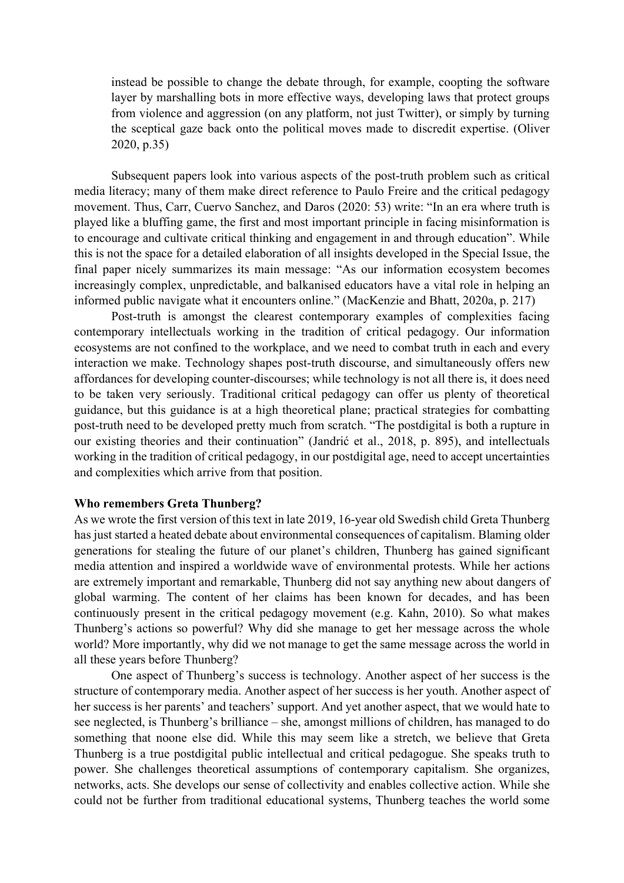instead be possible to change the debate through, for example, coopting the software layer by marshalling bots in more effective ways, developing laws that protect groups from violence and aggression (on any platform, not just Twitter), or simply by turning the sceptical gaze back onto the political moves made to discredit expertise. (Oliver 2020, p.35)

Subsequent papers look into various aspects of the post-truth problem such as critical media literacy; many of them make direct reference to Paulo Freire and the critical pedagogy movement. Thus, Carr, Cuervo Sanchez, and Daros (2020: 53) write: "In an era where truth is played like a bluffing game, the first and most important principle in facing misinformation is to encourage and cultivate critical thinking and engagement in and through education". While this is not the space for a detailed elaboration of all insights developed in the Special Issue, the final paper nicely summarizes its main message: "As our information ecosystem becomes increasingly complex, unpredictable, and balkanised educators have a vital role in helping an informed public navigate what it encounters online." (MacKenzie and Bhatt, 2020a, p. 217)

Post-truth is amongst the clearest contemporary examples of complexities facing contemporary intellectuals working in the tradition of critical pedagogy. Our information ecosystems are not confined to the workplace, and we need to combat truth in each and every interaction we make. Technology shapes post-truth discourse, and simultaneously offers new affordances for developing counter-discourses; while technology is not all there is, it does need to be taken very seriously. Traditional critical pedagogy can offer us plenty of theoretical guidance, but this guidance is at a high theoretical plane; practical strategies for combatting post-truth need to be developed pretty much from scratch. "The postdigital is both a rupture in our existing theories and their continuation" (Jandrić et al., 2018, p. 895), and intellectuals working in the tradition of critical pedagogy, in our postdigital age, need to accept uncertainties and complexities which arrive from that position.

## Who remembers Greta Thunberg?

As we wrote the first version of this text in late 2019, 16-year old Swedish child Greta Thunberg has just started a heated debate about environmental consequences of capitalism. Blaming older generations for stealing the future of our planet's children, Thunberg has gained significant media attention and inspired a worldwide wave of environmental protests. While her actions are extremely important and remarkable, Thunberg did not say anything new about dangers of global warming. The content of her claims has been known for decades, and has been continuously present in the critical pedagogy movement (e.g. Kahn, 2010). So what makes Thunberg's actions so powerful? Why did she manage to get her message across the whole world? More importantly, why did we not manage to get the same message across the world in all these years before Thunberg?

One aspect of Thunberg's success is technology. Another aspect of her success is the structure of contemporary media. Another aspect of her success is her youth. Another aspect of her success is her parents' and teachers' support. And yet another aspect, that we would hate to see neglected, is Thunberg's brilliance – she, amongst millions of children, has managed to do something that noone else did. While this may seem like a stretch, we believe that Greta Thunberg is a true postdigital public intellectual and critical pedagogue. She speaks truth to power. She challenges theoretical assumptions of contemporary capitalism. She organizes, networks, acts. She develops our sense of collectivity and enables collective action. While she could not be further from traditional educational systems, Thunberg teaches the world some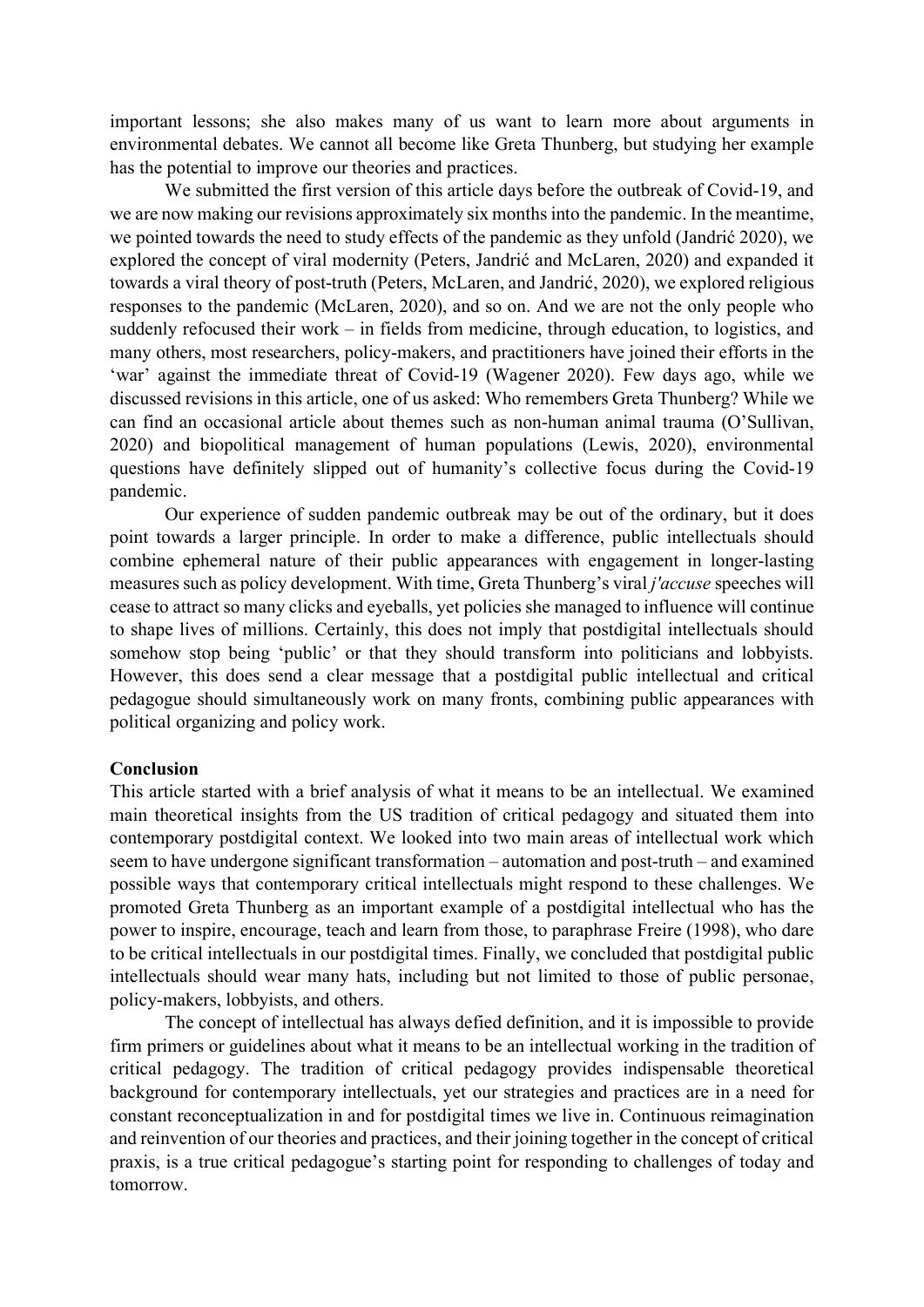important lessons; she also makes many of us want to learn more about arguments in environmental debates. We cannot all become like Greta Thunberg, but studying her example has the potential to improve our theories and practices.

We submitted the first version of this article days before the outbreak of Covid-19, and we are now making our revisions approximately six months into the pandemic. In the meantime, we pointed towards the need to study effects of the pandemic as they unfold (Jandrić 2020), we explored the concept of viral modernity (Peters, Jandrić and McLaren, 2020) and expanded it towards a viral theory of post-truth (Peters, McLaren, and Jandrić, 2020), we explored religious responses to the pandemic (McLaren, 2020), and so on. And we are not the only people who suddenly refocused their work – in fields from medicine, through education, to logistics, and many others, most researchers, policy-makers, and practitioners have joined their efforts in the 'war' against the immediate threat of Covid-19 (Wagener 2020). Few days ago, while we discussed revisions in this article, one of us asked: Who remembers Greta Thunberg? While we can find an occasional article about themes such as non-human animal trauma (O'Sullivan, 2020) and biopolitical management of human populations (Lewis, 2020), environmental questions have definitely slipped out of humanity's collective focus during the Covid-19 pandemic.

Our experience of sudden pandemic outbreak may be out of the ordinary, but it does point towards a larger principle. In order to make a difference, public intellectuals should combine ephemeral nature of their public appearances with engagement in longer-lasting measures such as policy development. With time, Greta Thunberg's viral *j'accuse* speeches will cease to attract so many clicks and eyeballs, yet policies she managed to influence will continue to shape lives of millions. Certainly, this does not imply that postdigital intellectuals should somehow stop being 'public' or that they should transform into politicians and lobbyists. However, this does send a clear message that a postdigital public intellectual and critical pedagogue should simultaneously work on many fronts, combining public appearances with political organizing and policy work.

## Conclusion

This article started with a brief analysis of what it means to be an intellectual. We examined main theoretical insights from the US tradition of critical pedagogy and situated them into contemporary postdigital context. We looked into two main areas of intellectual work which seem to have undergone significant transformation – automation and post-truth – and examined possible ways that contemporary critical intellectuals might respond to these challenges. We promoted Greta Thunberg as an important example of a postdigital intellectual who has the power to inspire, encourage, teach and learn from those, to paraphrase Freire (1998), who dare to be critical intellectuals in our postdigital times. Finally, we concluded that postdigital public intellectuals should wear many hats, including but not limited to those of public personae, policy-makers, lobbyists, and others.

The concept of intellectual has always defied definition, and it is impossible to provide firm primers or guidelines about what it means to be an intellectual working in the tradition of critical pedagogy. The tradition of critical pedagogy provides indispensable theoretical background for contemporary intellectuals, yet our strategies and practices are in a need for constant reconceptualization in and for postdigital times we live in. Continuous reimagination and reinvention of our theories and practices, and their joining together in the concept of critical praxis, is a true critical pedagogue's starting point for responding to challenges of today and tomorrow.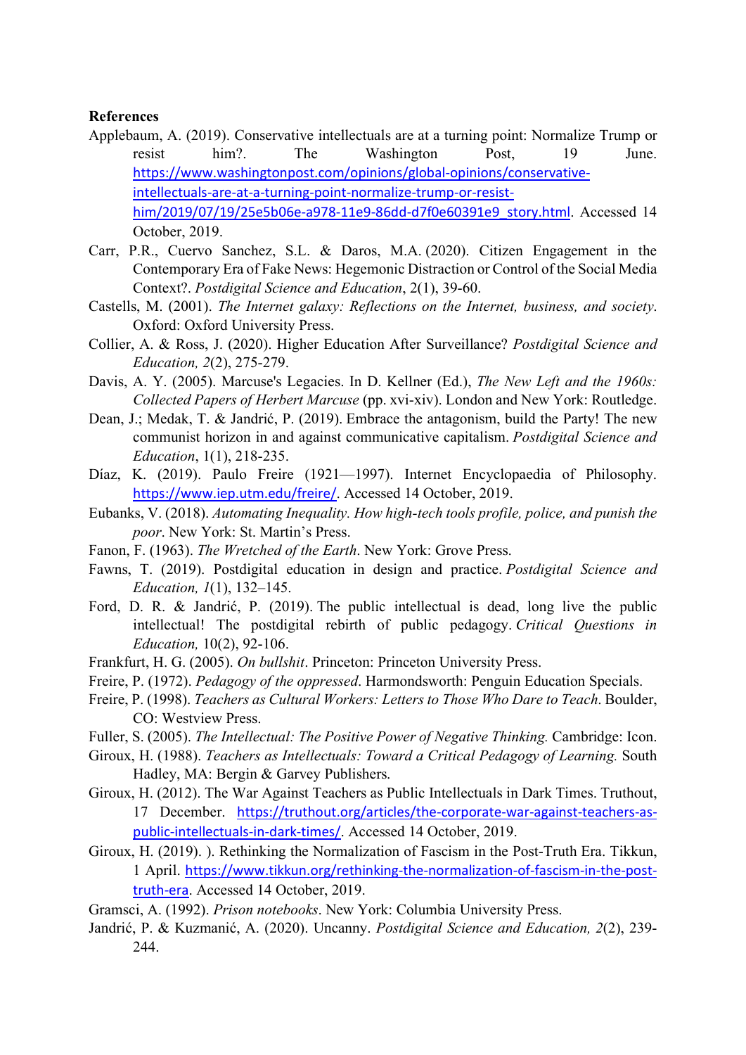**References**

Applebaum, A. (2019). Conservative intellectuals are at a turning point: Normalize Trump or resist him?. The Washington Post, 19 June. https://www.washingtonpost.com/opinions/global-opinions/conservative-intellectuals-are-at-a-turning-point-normalize-trump-or-resist-him/2019/07/19/25e5b06e-a978-11e9-86dd-d7f0e60391e9_story.html. Accessed 14 October, 2019.

Carr, P.R., Cuervo Sanchez, S.L. & Daros, M.A. (2020). Citizen Engagement in the Contemporary Era of Fake News: Hegemonic Distraction or Control of the Social Media Context?. *Postdigital Science and Education*, 2(1), 39-60.

Castells, M. (2001). *The Internet galaxy: Reflections on the Internet, business, and society*. Oxford: Oxford University Press.

Collier, A. & Ross, J. (2020). Higher Education After Surveillance? *Postdigital Science and Education, 2*(2), 275-279.

Davis, A. Y. (2005). Marcuse's Legacies. In D. Kellner (Ed.), *The New Left and the 1960s: Collected Papers of Herbert Marcuse* (pp. xvi-xiv). London and New York: Routledge.

Dean, J.; Medak, T. & Jandrić, P. (2019). Embrace the antagonism, build the Party! The new communist horizon in and against communicative capitalism. *Postdigital Science and Education*, 1(1), 218-235.

Díaz, K. (2019). Paulo Freire (1921—1997). Internet Encyclopaedia of Philosophy. https://www.iep.utm.edu/freire/. Accessed 14 October, 2019.

Eubanks, V. (2018). *Automating Inequality. How high-tech tools profile, police, and punish the poor*. New York: St. Martin's Press.

Fanon, F. (1963). *The Wretched of the Earth*. New York: Grove Press.

Fawns, T. (2019). Postdigital education in design and practice. *Postdigital Science and Education, 1*(1), 132–145.

Ford, D. R. & Jandrić, P. (2019). The public intellectual is dead, long live the public intellectual! The postdigital rebirth of public pedagogy. *Critical Questions in Education,* 10(2), 92-106.

Frankfurt, H. G. (2005). *On bullshit*. Princeton: Princeton University Press.

Freire, P. (1972). *Pedagogy of the oppressed*. Harmondsworth: Penguin Education Specials.

Freire, P. (1998). *Teachers as Cultural Workers: Letters to Those Who Dare to Teach*. Boulder, CO: Westview Press.

Fuller, S. (2005). *The Intellectual: The Positive Power of Negative Thinking.* Cambridge: Icon.

Giroux, H. (1988). *Teachers as Intellectuals: Toward a Critical Pedagogy of Learning.* South Hadley, MA: Bergin & Garvey Publishers.

Giroux, H. (2012). The War Against Teachers as Public Intellectuals in Dark Times. Truthout, 17 December. https://truthout.org/articles/the-corporate-war-against-teachers-as-public-intellectuals-in-dark-times/. Accessed 14 October, 2019.

Giroux, H. (2019). ). Rethinking the Normalization of Fascism in the Post-Truth Era. Tikkun, 1 April. https://www.tikkun.org/rethinking-the-normalization-of-fascism-in-the-post-truth-era. Accessed 14 October, 2019.

Gramsci, A. (1992). *Prison notebooks*. New York: Columbia University Press.

Jandrić, P. & Kuzmanić, A. (2020). Uncanny. *Postdigital Science and Education, 2*(2), 239-244.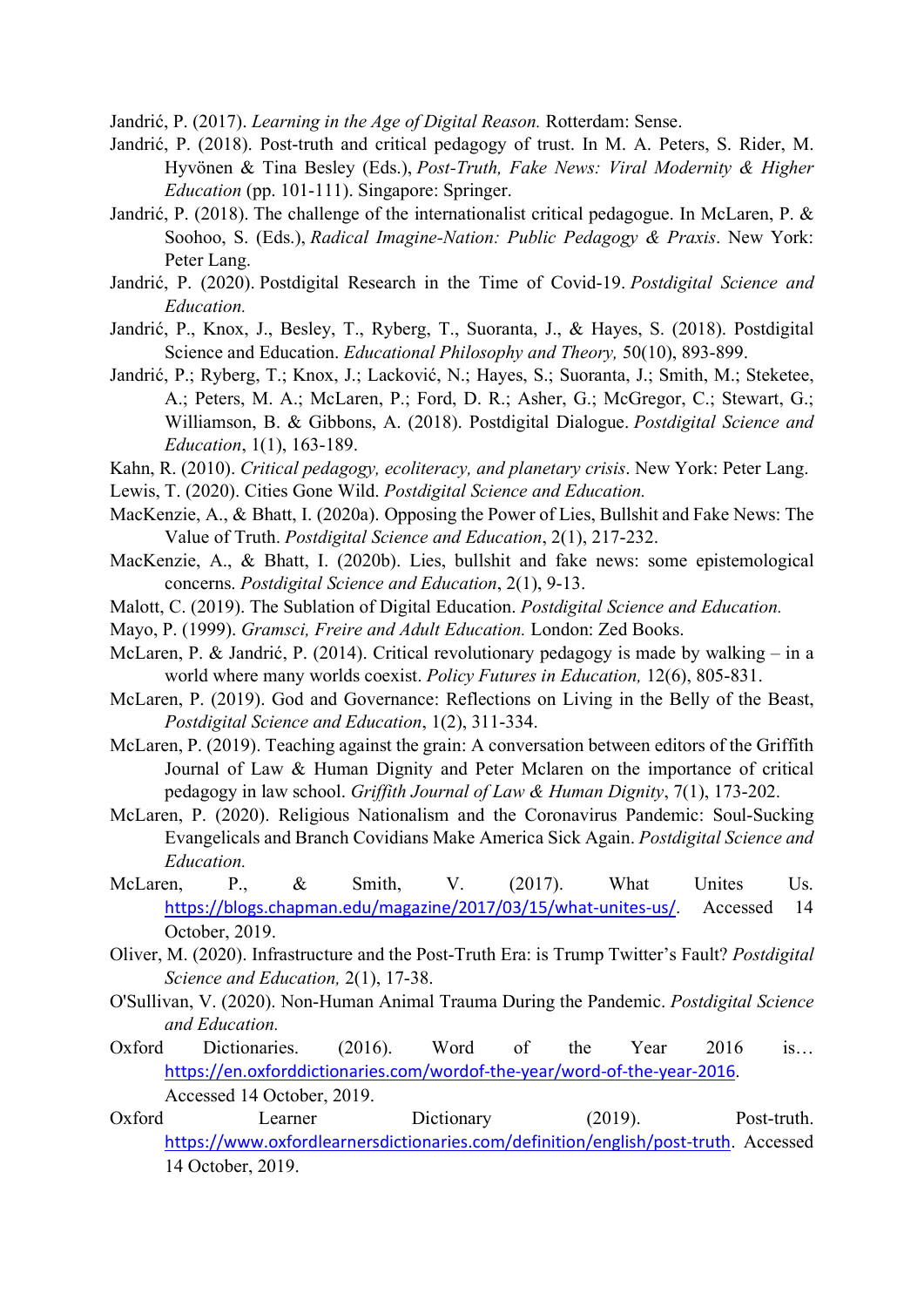Jandrić, P. (2017). *Learning in the Age of Digital Reason.* Rotterdam: Sense.

Jandrić, P. (2018). Post-truth and critical pedagogy of trust. In M. A. Peters, S. Rider, M. Hyvönen & Tina Besley (Eds.), *Post-Truth, Fake News: Viral Modernity & Higher Education* (pp. 101-111). Singapore: Springer.

Jandrić, P. (2018). The challenge of the internationalist critical pedagogue. In McLaren, P. & Soohoo, S. (Eds.), *Radical Imagine-Nation: Public Pedagogy & Praxis*. New York: Peter Lang.

Jandrić, P. (2020). Postdigital Research in the Time of Covid-19. *Postdigital Science and Education.*

Jandrić, P., Knox, J., Besley, T., Ryberg, T., Suoranta, J., & Hayes, S. (2018). Postdigital Science and Education. *Educational Philosophy and Theory,* 50(10), 893-899.

Jandrić, P.; Ryberg, T.; Knox, J.; Lacković, N.; Hayes, S.; Suoranta, J.; Smith, M.; Steketee, A.; Peters, M. A.; McLaren, P.; Ford, D. R.; Asher, G.; McGregor, C.; Stewart, G.; Williamson, B. & Gibbons, A. (2018). Postdigital Dialogue. *Postdigital Science and Education*, 1(1), 163-189.

Kahn, R. (2010). *Critical pedagogy, ecoliteracy, and planetary crisis*. New York: Peter Lang.

Lewis, T. (2020). Cities Gone Wild. *Postdigital Science and Education.*

MacKenzie, A., & Bhatt, I. (2020a). Opposing the Power of Lies, Bullshit and Fake News: The Value of Truth. *Postdigital Science and Education*, 2(1), 217-232.

MacKenzie, A., & Bhatt, I. (2020b). Lies, bullshit and fake news: some epistemological concerns. *Postdigital Science and Education*, 2(1), 9-13.

Malott, C. (2019). The Sublation of Digital Education. *Postdigital Science and Education.*

Mayo, P. (1999). *Gramsci, Freire and Adult Education.* London: Zed Books.

McLaren, P. & Jandrić, P. (2014). Critical revolutionary pedagogy is made by walking – in a world where many worlds coexist. *Policy Futures in Education,* 12(6), 805-831.

McLaren, P. (2019). God and Governance: Reflections on Living in the Belly of the Beast, *Postdigital Science and Education*, 1(2), 311-334.

McLaren, P. (2019). Teaching against the grain: A conversation between editors of the Griffith Journal of Law & Human Dignity and Peter Mclaren on the importance of critical pedagogy in law school. *Griffith Journal of Law & Human Dignity*, 7(1), 173-202.

McLaren, P. (2020). Religious Nationalism and the Coronavirus Pandemic: Soul-Sucking Evangelicals and Branch Covidians Make America Sick Again. *Postdigital Science and Education.*

McLaren, P., & Smith, V. (2017). What Unites Us. https://blogs.chapman.edu/magazine/2017/03/15/what-unites-us/. Accessed 14 October, 2019.

Oliver, M. (2020). Infrastructure and the Post-Truth Era: is Trump Twitter's Fault? *Postdigital Science and Education,* 2(1), 17-38.

O'Sullivan, V. (2020). Non-Human Animal Trauma During the Pandemic. *Postdigital Science and Education.*

Oxford Dictionaries. (2016). Word of the Year 2016 is… https://en.oxforddictionaries.com/wordof-the-year/word-of-the-year-2016. Accessed 14 October, 2019.

Oxford Learner Dictionary (2019). Post-truth. https://www.oxfordlearnersdictionaries.com/definition/english/post-truth. Accessed 14 October, 2019.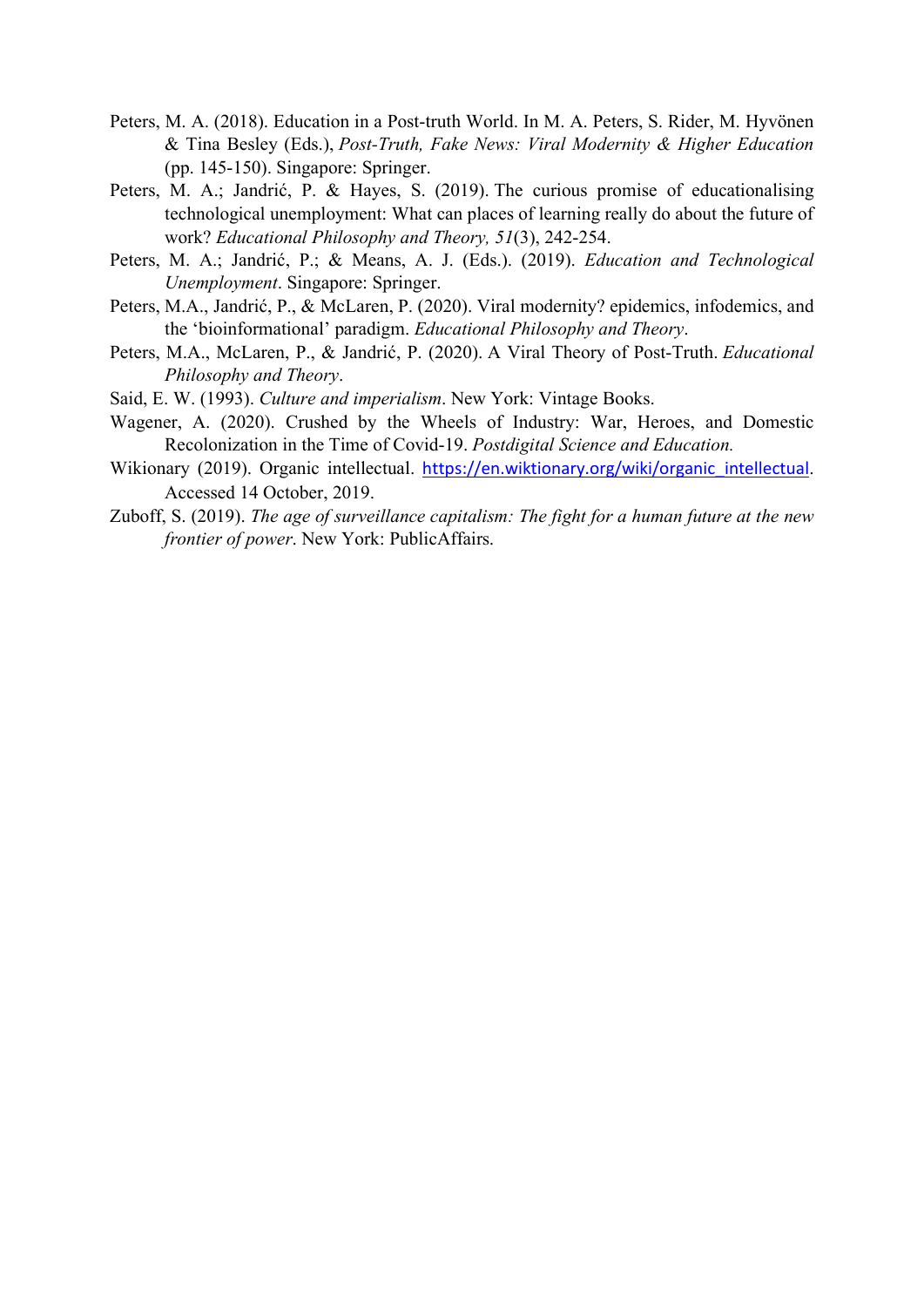Peters, M. A. (2018). Education in a Post-truth World. In M. A. Peters, S. Rider, M. Hyvönen & Tina Besley (Eds.), *Post-Truth, Fake News: Viral Modernity & Higher Education* (pp. 145-150). Singapore: Springer.

Peters, M. A.; Jandrić, P. & Hayes, S. (2019). The curious promise of educationalising technological unemployment: What can places of learning really do about the future of work? *Educational Philosophy and Theory, 51*(3), 242-254.

Peters, M. A.; Jandrić, P.; & Means, A. J. (Eds.). (2019). *Education and Technological Unemployment*. Singapore: Springer.

Peters, M.A., Jandrić, P., & McLaren, P. (2020). Viral modernity? epidemics, infodemics, and the 'bioinformational' paradigm. *Educational Philosophy and Theory*.

Peters, M.A., McLaren, P., & Jandrić, P. (2020). A Viral Theory of Post-Truth. *Educational Philosophy and Theory*.

Said, E. W. (1993). *Culture and imperialism*. New York: Vintage Books.

Wagener, A. (2020). Crushed by the Wheels of Industry: War, Heroes, and Domestic Recolonization in the Time of Covid-19. *Postdigital Science and Education.*

Wikionary (2019). Organic intellectual. https://en.wiktionary.org/wiki/organic_intellectual. Accessed 14 October, 2019.

Zuboff, S. (2019). *The age of surveillance capitalism: The fight for a human future at the new frontier of power*. New York: PublicAffairs.